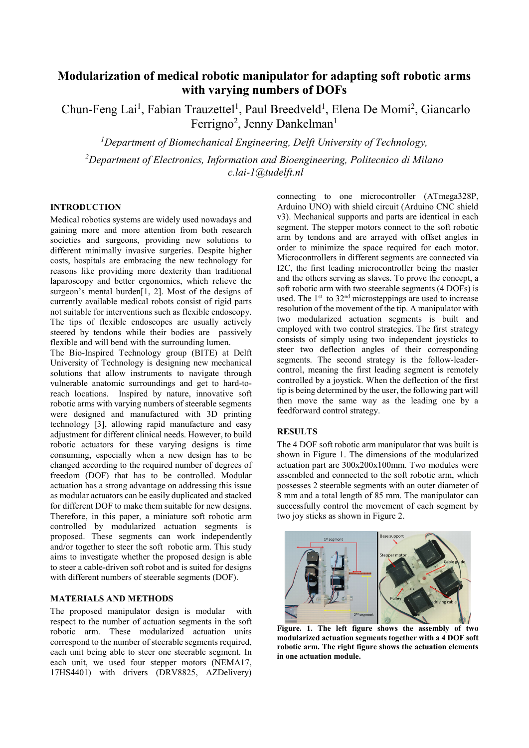# Modularization of medical robotic manipulator for adapting soft robotic arms with varying numbers of DOFs

Chun-Feng Lai[1], Fabian Trauzettel[1], Paul Breedveld[1], Elena De Momi[2], Giancarlo Ferrigno[2], Jenny Dankelman[1]

*[1]Department of Biomechanical Engineering, Delft University of Technology,*

*[2]Department of Electronics, Information and Bioengineering, Politecnico di Milano*

*c.lai-1@tudelft.nl*

## INTRODUCTION

Medical robotics systems are widely used nowadays and gaining more and more attention from both research societies and surgeons, providing new solutions to different minimally invasive surgeries. Despite higher costs, hospitals are embracing the new technology for reasons like providing more dexterity than traditional laparoscopy and better ergonomics, which relieve the surgeon's mental burden[1, 2]. Most of the designs of currently available medical robots consist of rigid parts not suitable for interventions such as flexible endoscopy. The tips of flexible endoscopes are usually actively steered by tendons while their bodies are passively flexible and will bend with the surrounding lumen.

The Bio-Inspired Technology group (BITE) at Delft University of Technology is designing new mechanical solutions that allow instruments to navigate through vulnerable anatomic surroundings and get to hard-to-reach locations. Inspired by nature, innovative soft robotic arms with varying numbers of steerable segments were designed and manufactured with 3D printing technology [3], allowing rapid manufacture and easy adjustment for different clinical needs. However, to build robotic actuators for these varying designs is time consuming, especially when a new design has to be changed according to the required number of degrees of freedom (DOF) that has to be controlled. Modular actuation has a strong advantage on addressing this issue as modular actuators can be easily duplicated and stacked for different DOF to make them suitable for new designs. Therefore, in this paper, a miniature soft robotic arm controlled by modularized actuation segments is proposed. These segments can work independently and/or together to steer the soft robotic arm. This study aims to investigate whether the proposed design is able to steer a cable-driven soft robot and is suited for designs with different numbers of steerable segments (DOF).

## MATERIALS AND METHODS

The proposed manipulator design is modular with respect to the number of actuation segments in the soft robotic arm. These modularized actuation units correspond to the number of steerable segments required, each unit being able to steer one steerable segment. In each unit, we used four stepper motors (NEMA17, 17HS4401) with drivers (DRV8825, AZDelivery) connecting to one microcontroller (ATmega328P, Arduino UNO) with shield circuit (Arduino CNC shield v3). Mechanical supports and parts are identical in each segment. The stepper motors connect to the soft robotic arm by tendons and are arrayed with offset angles in order to minimize the space required for each motor. Microcontrollers in different segments are connected via I2C, the first leading microcontroller being the master and the others serving as slaves. To prove the concept, a soft robotic arm with two steerable segments (4 DOFs) is used. The 1st to 32nd microsteppings are used to increase resolution of the movement of the tip. A manipulator with two modularized actuation segments is built and employed with two control strategies. The first strategy consists of simply using two independent joysticks to steer two deflection angles of their corresponding segments. The second strategy is the follow-leader-control, meaning the first leading segment is remotely controlled by a joystick. When the deflection of the first tip is being determined by the user, the following part will then move the same way as the leading one by a feedforward control strategy.

## RESULTS

The 4 DOF soft robotic arm manipulator that was built is shown in Figure 1. The dimensions of the modularized actuation part are 300x200x100mm. Two modules were assembled and connected to the soft robotic arm, which possesses 2 steerable segments with an outer diameter of 8 mm and a total length of 85 mm. The manipulator can successfully control the movement of each segment by two joy sticks as shown in Figure 2.

**Figure. 1. The left figure shows the assembly of two modularized actuation segments together with a 4 DOF soft robotic arm. The right figure shows the actuation elements in one actuation module.**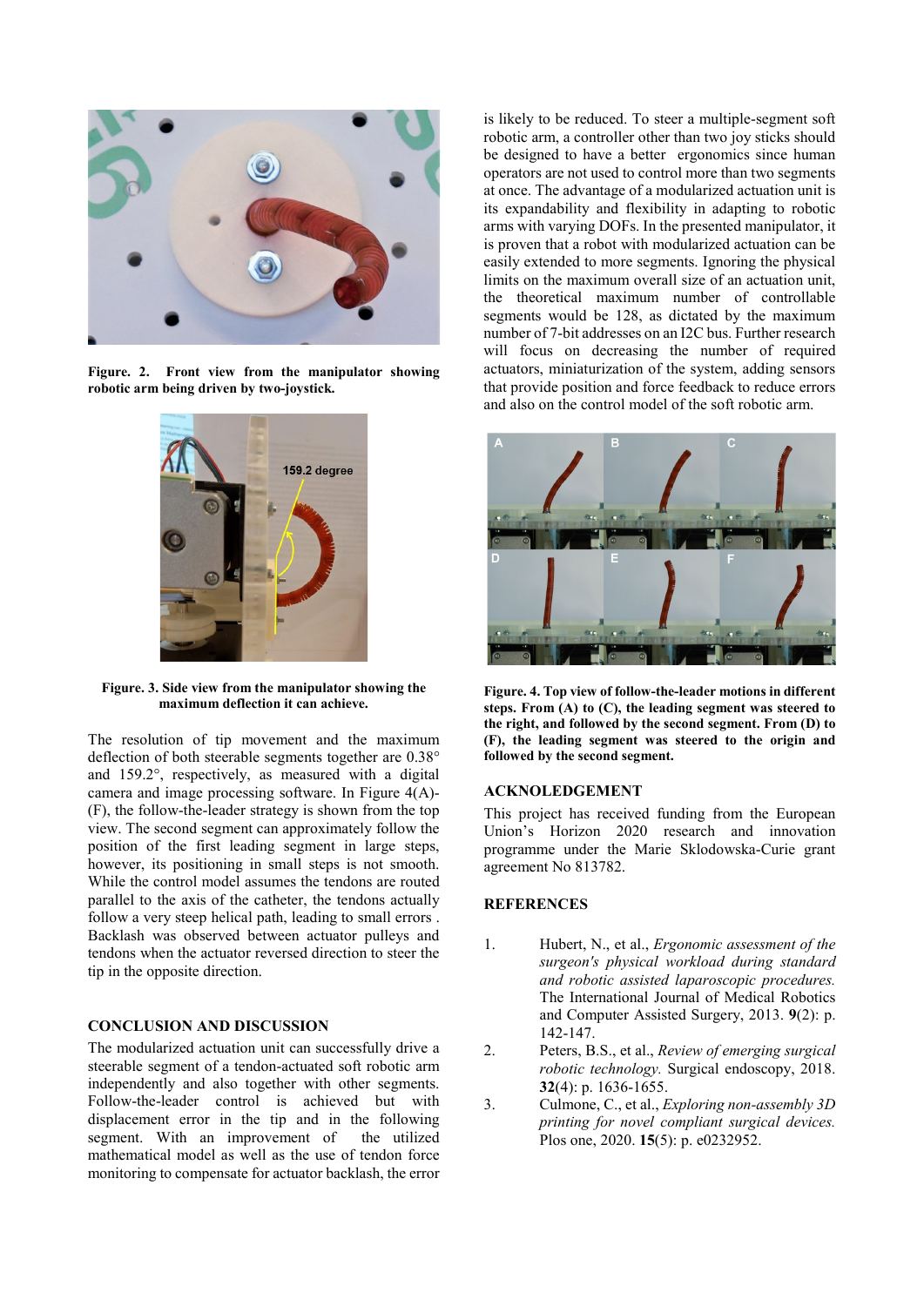**Figure. 2. Front view from the manipulator showing robotic arm being driven by two-joystick.**

159.2 degree

**Figure. 3. Side view from the manipulator showing the maximum deflection it can achieve.**

The resolution of tip movement and the maximum deflection of both steerable segments together are 0.38° and 159.2°, respectively, as measured with a digital camera and image processing software. In Figure 4(A)-(F), the follow-the-leader strategy is shown from the top view. The second segment can approximately follow the position of the first leading segment in large steps, however, its positioning in small steps is not smooth. While the control model assumes the tendons are routed parallel to the axis of the catheter, the tendons actually follow a very steep helical path, leading to small errors . Backlash was observed between actuator pulleys and tendons when the actuator reversed direction to steer the tip in the opposite direction.

## CONCLUSION AND DISCUSSION

The modularized actuation unit can successfully drive a steerable segment of a tendon-actuated soft robotic arm independently and also together with other segments. Follow-the-leader control is achieved but with displacement error in the tip and in the following segment. With an improvement of the utilized mathematical model as well as the use of tendon force monitoring to compensate for actuator backlash, the error is likely to be reduced. To steer a multiple-segment soft robotic arm, a controller other than two joy sticks should be designed to have a better ergonomics since human operators are not used to control more than two segments at once. The advantage of a modularized actuation unit is its expandability and flexibility in adapting to robotic arms with varying DOFs. In the presented manipulator, it is proven that a robot with modularized actuation can be easily extended to more segments. Ignoring the physical limits on the maximum overall size of an actuation unit, the theoretical maximum number of controllable segments would be 128, as dictated by the maximum number of 7-bit addresses on an I2C bus. Further research will focus on decreasing the number of required actuators, miniaturization of the system, adding sensors that provide position and force feedback to reduce errors and also on the control model of the soft robotic arm.

A B C D E F

**Figure. 4. Top view of follow-the-leader motions in different steps. From (A) to (C), the leading segment was steered to the right, and followed by the second segment. From (D) to (F), the leading segment was steered to the origin and followed by the second segment.**

## ACKNOLEDGEMENT

This project has received funding from the European Union's Horizon 2020 research and innovation programme under the Marie Sklodowska-Curie grant agreement No 813782.

## REFERENCES

1. Hubert, N., et al., *Ergonomic assessment of the surgeon's physical workload during standard and robotic assisted laparoscopic procedures.* The International Journal of Medical Robotics and Computer Assisted Surgery, 2013. **9**(2): p. 142-147.
2. Peters, B.S., et al., *Review of emerging surgical robotic technology.* Surgical endoscopy, 2018. **32**(4): p. 1636-1655.
3. Culmone, C., et al., *Exploring non-assembly 3D printing for novel compliant surgical devices.* Plos one, 2020. **15**(5): p. e0232952.